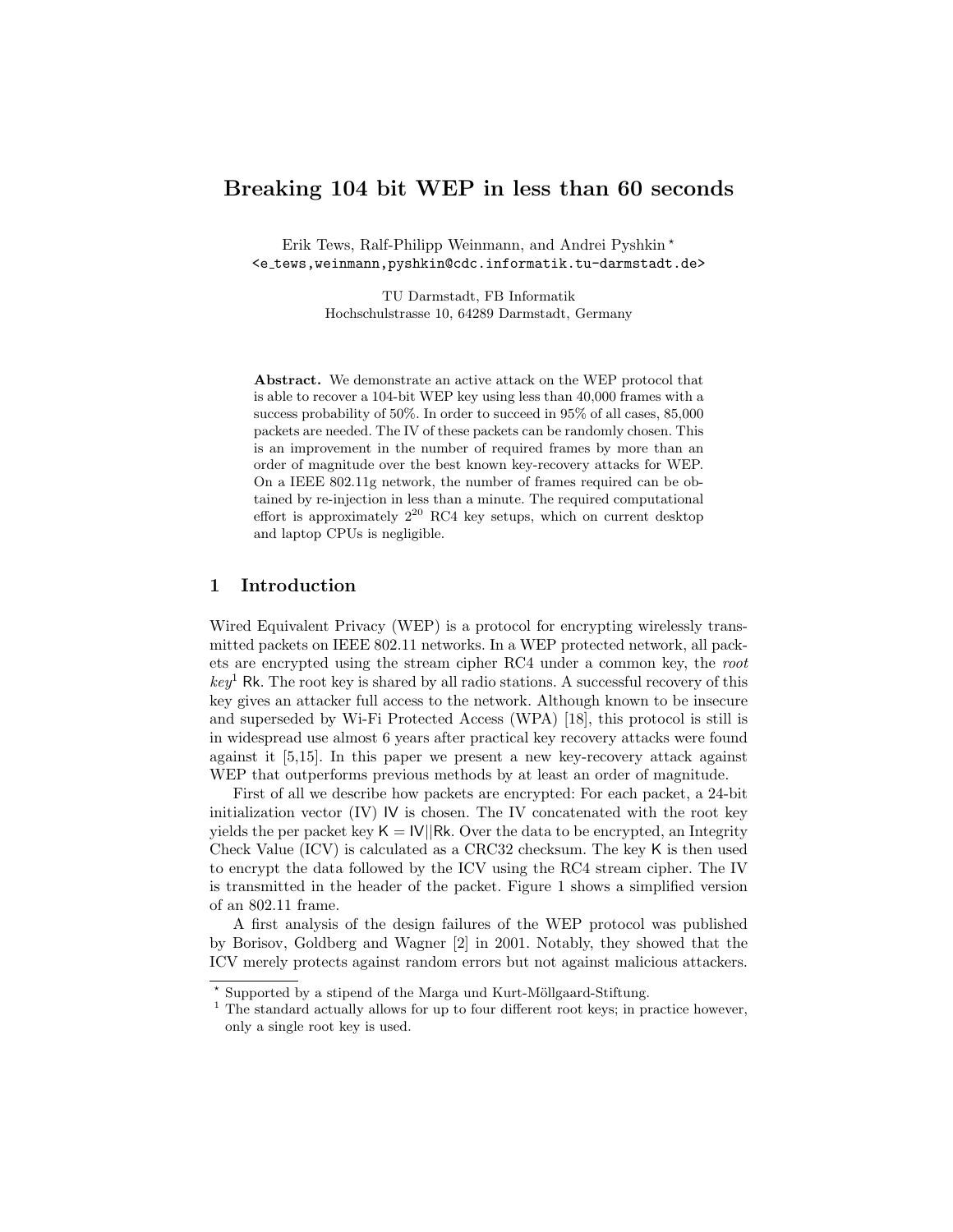# Breaking 104 bit WEP in less than 60 seconds

Erik Tews, Ralf-Philipp Weinmann, and Andrei Pyshkin *
<e_tews,weinmann,pyshkin@cdc.informatik.tu-darmstadt.de>

TU Darmstadt, FB Informatik
Hochschulstrasse 10, 64289 Darmstadt, Germany

**Abstract.** We demonstrate an active attack on the WEP protocol that is able to recover a 104-bit WEP key using less than 40,000 frames with a success probability of 50%. In order to succeed in 95% of all cases, 85,000 packets are needed. The IV of these packets can be randomly chosen. This is an improvement in the number of required frames by more than an order of magnitude over the best known key-recovery attacks for WEP. On a IEEE 802.11g network, the number of frames required can be obtained by re-injection in less than a minute. The required computational effort is approximately $2^{20}$ RC4 key setups, which on current desktop and laptop CPUs is negligible.

## 1 Introduction

Wired Equivalent Privacy (WEP) is a protocol for encrypting wirelessly transmitted packets on IEEE 802.11 networks. In a WEP protected network, all packets are encrypted using the stream cipher RC4 under a common key, the *root key*[1] Rk. The root key is shared by all radio stations. A successful recovery of this key gives an attacker full access to the network. Although known to be insecure and superseded by Wi-Fi Protected Access (WPA) [18], this protocol is still is in widespread use almost 6 years after practical key recovery attacks were found against it [5,15]. In this paper we present a new key-recovery attack against WEP that outperforms previous methods by at least an order of magnitude.

First of all we describe how packets are encrypted: For each packet, a 24-bit initialization vector (IV) IV is chosen. The IV concatenated with the root key yields the per packet key $K = IV||Rk$. Over the data to be encrypted, an Integrity Check Value (ICV) is calculated as a CRC32 checksum. The key K is then used to encrypt the data followed by the ICV using the RC4 stream cipher. The IV is transmitted in the header of the packet. Figure 1 shows a simplified version of an 802.11 frame.

A first analysis of the design failures of the WEP protocol was published by Borisov, Goldberg and Wagner [2] in 2001. Notably, they showed that the ICV merely protects against random errors but not against malicious attackers.

* Supported by a stipend of the Marga und Kurt-Möllgaard-Stiftung.

[1] The standard actually allows for up to four different root keys; in practice however, only a single root key is used.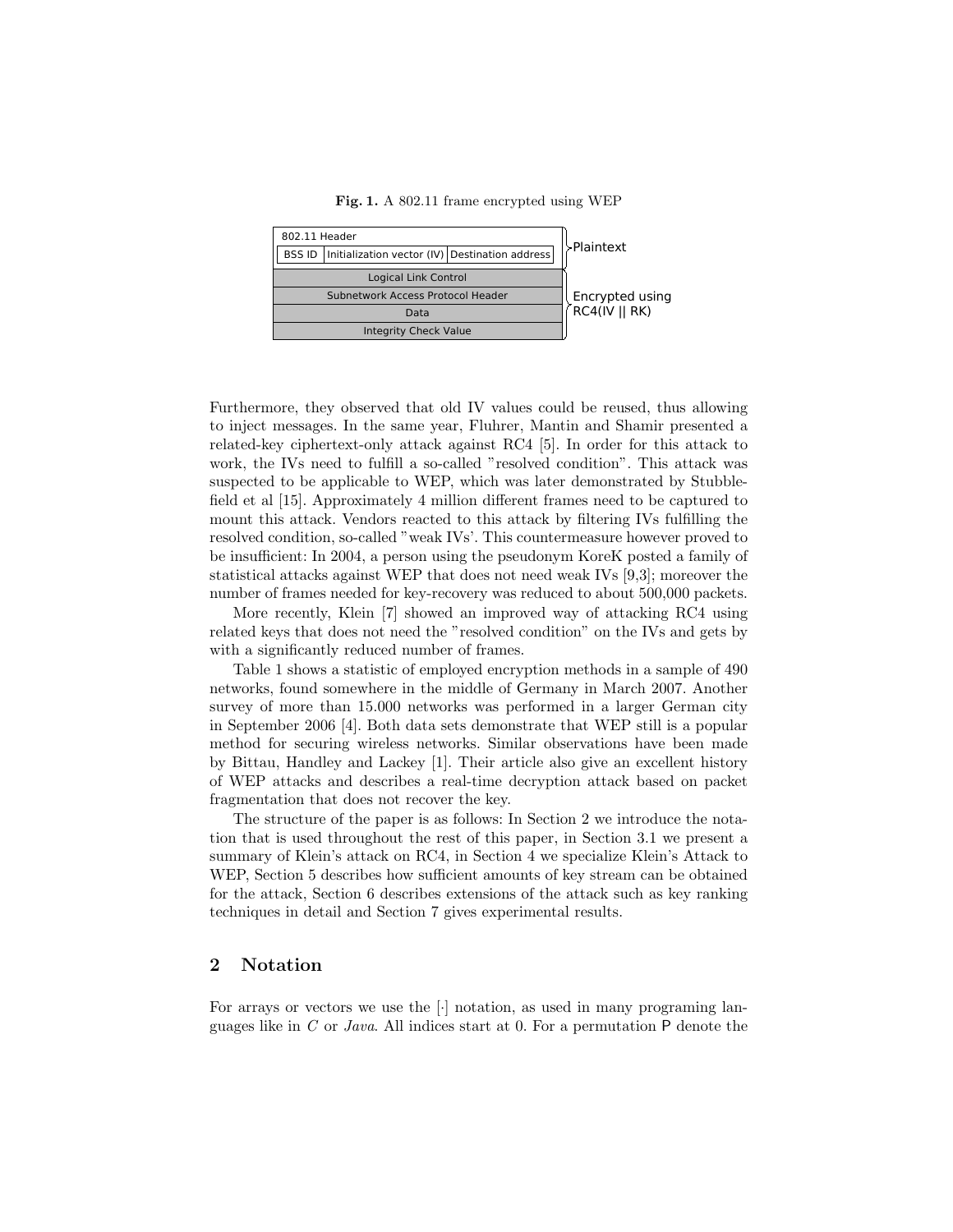**Fig. 1.** A 802.11 frame encrypted using WEP

| 802.11 Header | | | |
|---|---|---|---|
| BSS ID | Initialization vector (IV) | Destination address | Plaintext |
| Logical Link Control | | | Encrypted using RC4(IV \|\| RK) |
| Subnetwork Access Protocol Header | | | |
| Data | | | |
| Integrity Check Value | | | |

Furthermore, they observed that old IV values could be reused, thus allowing to inject messages. In the same year, Fluhrer, Mantin and Shamir presented a related-key ciphertext-only attack against RC4 [5]. In order for this attack to work, the IVs need to fulfill a so-called "resolved condition". This attack was suspected to be applicable to WEP, which was later demonstrated by Stubblefield et al [15]. Approximately 4 million different frames need to be captured to mount this attack. Vendors reacted to this attack by filtering IVs fulfilling the resolved condition, so-called "weak IVs'. This countermeasure however proved to be insufficient: In 2004, a person using the pseudonym KoreK posted a family of statistical attacks against WEP that does not need weak IVs [9,3]; moreover the number of frames needed for key-recovery was reduced to about 500,000 packets.

More recently, Klein [7] showed an improved way of attacking RC4 using related keys that does not need the "resolved condition" on the IVs and gets by with a significantly reduced number of frames.

Table 1 shows a statistic of employed encryption methods in a sample of 490 networks, found somewhere in the middle of Germany in March 2007. Another survey of more than 15.000 networks was performed in a larger German city in September 2006 [4]. Both data sets demonstrate that WEP still is a popular method for securing wireless networks. Similar observations have been made by Bittau, Handley and Lackey [1]. Their article also give an excellent history of WEP attacks and describes a real-time decryption attack based on packet fragmentation that does not recover the key.

The structure of the paper is as follows: In Section 2 we introduce the notation that is used throughout the rest of this paper, in Section 3.1 we present a summary of Klein's attack on RC4, in Section 4 we specialize Klein's Attack to WEP, Section 5 describes how sufficient amounts of key stream can be obtained for the attack, Section 6 describes extensions of the attack such as key ranking techniques in detail and Section 7 gives experimental results.

## 2 Notation

For arrays or vectors we use the $[\cdot]$ notation, as used in many programing languages like in *C* or *Java*. All indices start at 0. For a permutation $\mathsf{P}$ denote the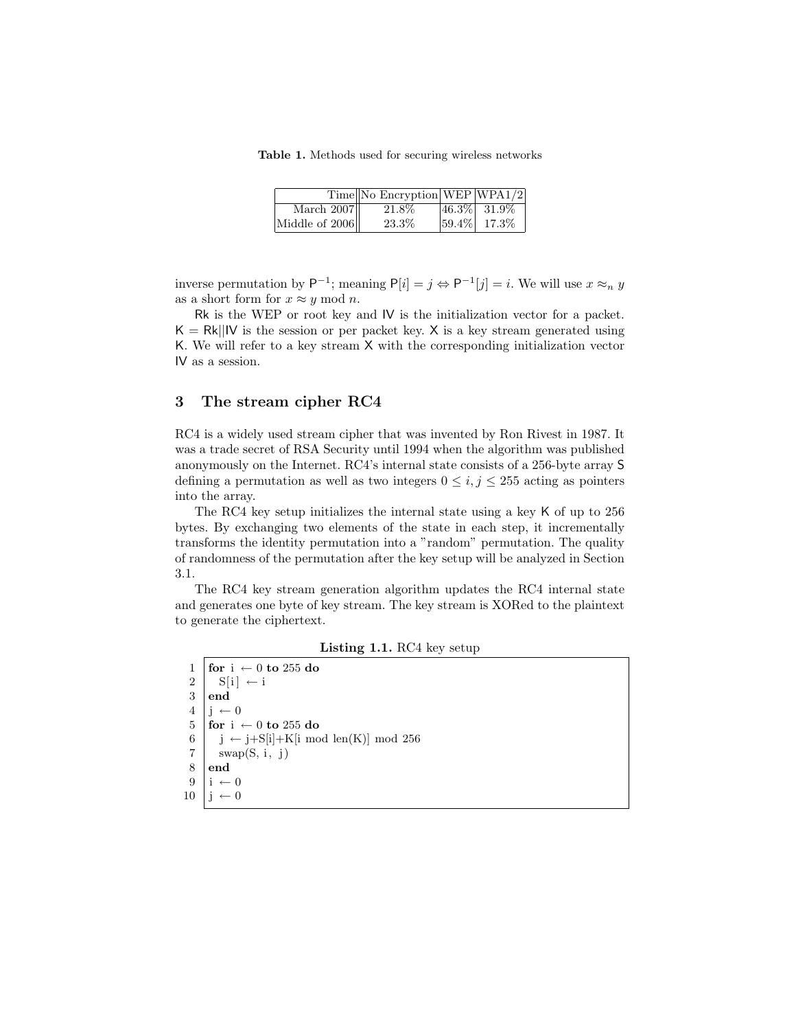**Table 1.** Methods used for securing wireless networks

| Time | No Encryption | WEP | WPA1/2 |
|---|---|---|---|
| March 2007 | 21.8% | 46.3% | 31.9% |
| Middle of 2006 | 23.3% | 59.4% | 17.3% |

inverse permutation by $\mathsf{P}^{-1}$; meaning $\mathsf{P}[i] = j \Leftrightarrow \mathsf{P}^{-1}[j] = i$. We will use $x \approx_n y$ as a short form for $x \approx y \bmod n$.

Rk is the WEP or root key and IV is the initialization vector for a packet. K = Rk||IV is the session or per packet key. X is a key stream generated using K. We will refer to a key stream X with the corresponding initialization vector IV as a session.

## 3 The stream cipher RC4

RC4 is a widely used stream cipher that was invented by Ron Rivest in 1987. It was a trade secret of RSA Security until 1994 when the algorithm was published anonymously on the Internet. RC4's internal state consists of a 256-byte array S defining a permutation as well as two integers $0 \leq i, j \leq 255$ acting as pointers into the array.

The RC4 key setup initializes the internal state using a key K of up to 256 bytes. By exchanging two elements of the state in each step, it incrementally transforms the identity permutation into a "random" permutation. The quality of randomness of the permutation after the key setup will be analyzed in Section 3.1.

The RC4 key stream generation algorithm updates the RC4 internal state and generates one byte of key stream. The key stream is XORed to the plaintext to generate the ciphertext.

**Listing 1.1.** RC4 key setup

```
1  for i ← 0 to 255 do
2      S[i] ← i
3  end
4  j ← 0
5  for i ← 0 to 255 do
6      j ← j+S[i]+K[i mod len(K)] mod 256
7      swap(S, i, j)
8  end
9  i ← 0
10 j ← 0
```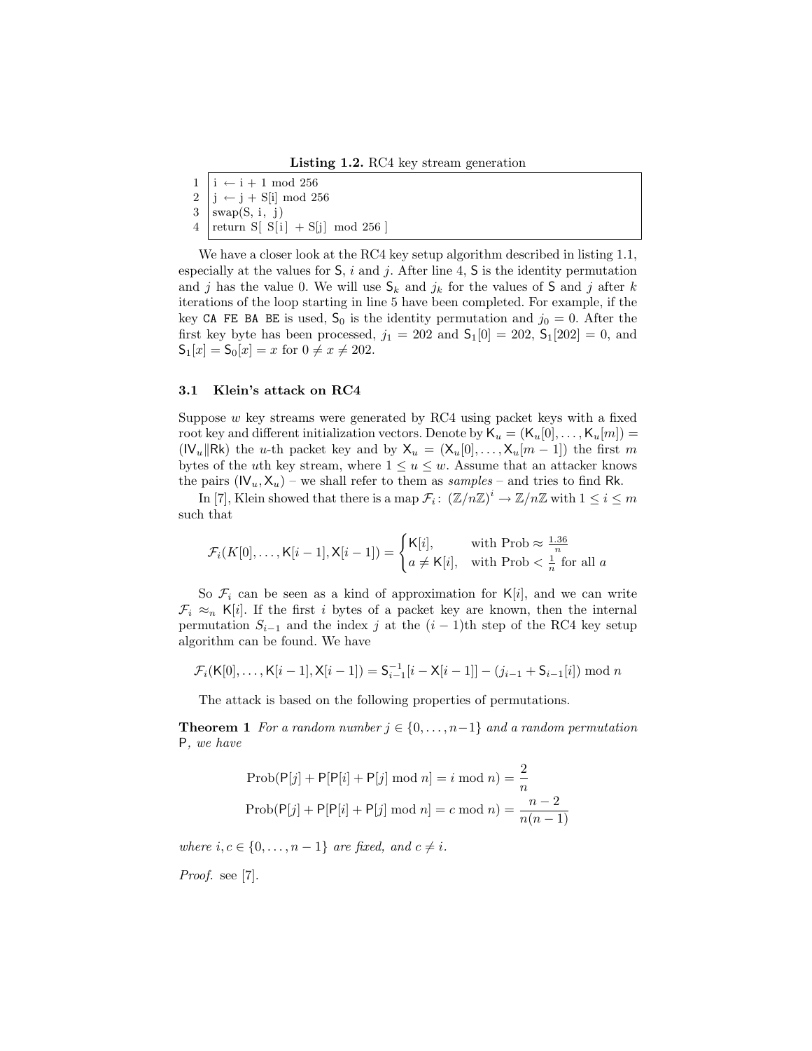**Listing 1.2.** RC4 key stream generation

```
1  i ← i + 1 mod 256
2  j ← j + S[i] mod 256
3  swap(S, i, j)
4  return S[ S[i] + S[j] mod 256 ]
```

We have a closer look at the RC4 key setup algorithm described in listing 1.1, especially at the values for $\mathsf{S}$, $i$ and $j$. After line 4, $\mathsf{S}$ is the identity permutation and $j$ has the value 0. We will use $\mathsf{S}_k$ and $j_k$ for the values of $\mathsf{S}$ and $j$ after $k$ iterations of the loop starting in line 5 have been completed. For example, if the key `CA FE BA BE` is used, $\mathsf{S}_0$ is the identity permutation and $j_0 = 0$. After the first key byte has been processed, $j_1 = 202$ and $\mathsf{S}_1[0] = 202$, $\mathsf{S}_1[202] = 0$, and $\mathsf{S}_1[x] = \mathsf{S}_0[x] = x$ for $0 \neq x \neq 202$.

### 3.1 Klein's attack on RC4

Suppose $w$ key streams were generated by RC4 using packet keys with a fixed root key and different initialization vectors. Denote by $\mathsf{K}_u = (\mathsf{K}_u[0], \ldots, \mathsf{K}_u[m]) = (\mathsf{IV}_u \| \mathsf{Rk})$ the $u$-th packet key and by $\mathsf{X}_u = (\mathsf{X}_u[0], \ldots, \mathsf{X}_u[m-1])$ the first $m$ bytes of the $u$th key stream, where $1 \leq u \leq w$. Assume that an attacker knows the pairs $(\mathsf{IV}_u, \mathsf{X}_u)$ – we shall refer to them as *samples* – and tries to find $\mathsf{Rk}$.

In [7], Klein showed that there is a map $\mathcal{F}_i \colon (\mathbb{Z}/n\mathbb{Z})^i \rightarrow \mathbb{Z}/n\mathbb{Z}$ with $1 \leq i \leq m$ such that

$$\mathcal{F}_i(K[0], \ldots, \mathsf{K}[i-1], \mathsf{X}[i-1]) = \begin{cases} \mathsf{K}[i], & \text{with Prob} \approx \frac{1.36}{n} \\ a \neq \mathsf{K}[i], & \text{with Prob} < \frac{1}{n} \text{ for all } a \end{cases}$$

So $\mathcal{F}_i$ can be seen as a kind of approximation for $\mathsf{K}[i]$, and we can write $\mathcal{F}_i \approx_n \mathsf{K}[i]$. If the first $i$ bytes of a packet key are known, then the internal permutation $S_{i-1}$ and the index $j$ at the $(i-1)$th step of the RC4 key setup algorithm can be found. We have

$$\mathcal{F}_i(\mathsf{K}[0], \ldots, \mathsf{K}[i-1], \mathsf{X}[i-1]) = \mathsf{S}_{i-1}^{-1}[i - \mathsf{X}[i-1]] - (j_{i-1} + \mathsf{S}_{i-1}[i]) \bmod n$$

The attack is based on the following properties of permutations.

**Theorem 1** *For a random number $j \in \{0, \ldots, n-1\}$ and a random permutation $\mathsf{P}$, we have*

$$\text{Prob}(\mathsf{P}[j] + \mathsf{P}[\mathsf{P}[i] + \mathsf{P}[j] \bmod n] = i \bmod n) = \frac{2}{n}$$

$$\text{Prob}(\mathsf{P}[j] + \mathsf{P}[\mathsf{P}[i] + \mathsf{P}[j] \bmod n] = c \bmod n) = \frac{n-2}{n(n-1)}$$

*where $i, c \in \{0, \ldots, n-1\}$ are fixed, and $c \neq i$.*

*Proof.* see [7].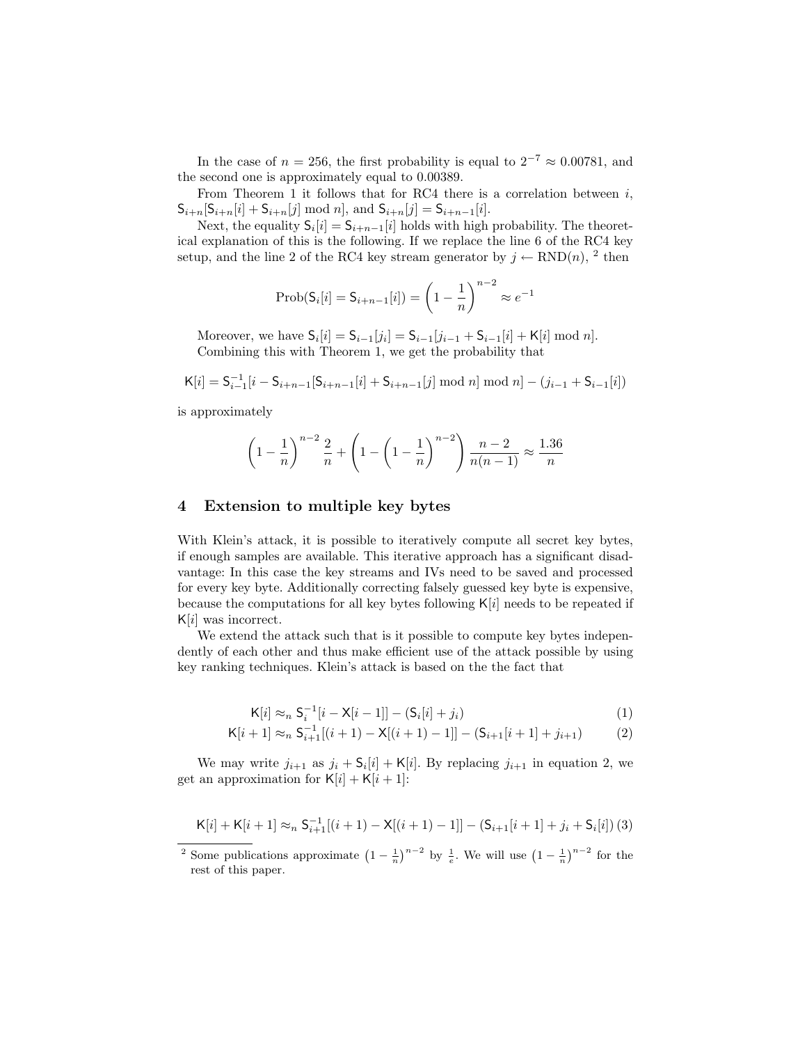In the case of $n = 256$, the first probability is equal to $2^{-7} \approx 0.00781$, and the second one is approximately equal to 0.00389.

From Theorem 1 it follows that for RC4 there is a correlation between $i$, $\mathsf{S}_{i+n}[\mathsf{S}_{i+n}[i] + \mathsf{S}_{i+n}[j] \bmod n]$, and $\mathsf{S}_{i+n}[j] = \mathsf{S}_{i+n-1}[i]$.

Next, the equality $\mathsf{S}_i[i] = \mathsf{S}_{i+n-1}[i]$ holds with high probability. The theoretical explanation of this is the following. If we replace the line 6 of the RC4 key setup, and the line 2 of the RC4 key stream generator by $j \leftarrow \text{RND}(n)$, [2] then

$$\text{Prob}(\mathsf{S}_i[i] = \mathsf{S}_{i+n-1}[i]) = \left(1 - \frac{1}{n}\right)^{n-2} \approx e^{-1}$$

Moreover, we have $\mathsf{S}_i[i] = \mathsf{S}_{i-1}[j_i] = \mathsf{S}_{i-1}[j_{i-1} + \mathsf{S}_{i-1}[i] + \mathsf{K}[i] \bmod n]$.

Combining this with Theorem 1, we get the probability that

$$\mathsf{K}[i] = \mathsf{S}_{i-1}^{-1}[i - \mathsf{S}_{i+n-1}[\mathsf{S}_{i+n-1}[i] + \mathsf{S}_{i+n-1}[j] \bmod n] \bmod n] - (j_{i-1} + \mathsf{S}_{i-1}[i])$$

is approximately

$$\left(1 - \frac{1}{n}\right)^{n-2} \frac{2}{n} + \left(1 - \left(1 - \frac{1}{n}\right)^{n-2}\right) \frac{n-2}{n(n-1)} \approx \frac{1.36}{n}$$

## 4 Extension to multiple key bytes

With Klein's attack, it is possible to iteratively compute all secret key bytes, if enough samples are available. This iterative approach has a significant disadvantage: In this case the key streams and IVs need to be saved and processed for every key byte. Additionally correcting falsely guessed key byte is expensive, because the computations for all key bytes following $\mathsf{K}[i]$ needs to be repeated if $\mathsf{K}[i]$ was incorrect.

We extend the attack such that is it possible to compute key bytes independently of each other and thus make efficient use of the attack possible by using key ranking techniques. Klein's attack is based on the the fact that

$$\mathsf{K}[i] \approx_n \mathsf{S}_i^{-1}[i - \mathsf{X}[i-1]] - (\mathsf{S}_i[i] + j_i) \tag{1}$$

$$\mathsf{K}[i+1] \approx_n \mathsf{S}_{i+1}^{-1}[(i+1) - \mathsf{X}[(i+1)-1]] - (\mathsf{S}_{i+1}[i+1] + j_{i+1}) \tag{2}$$

We may write $j_{i+1}$ as $j_i + \mathsf{S}_i[i] + \mathsf{K}[i]$. By replacing $j_{i+1}$ in equation 2, we get an approximation for $\mathsf{K}[i] + \mathsf{K}[i+1]$:

$$\mathsf{K}[i] + \mathsf{K}[i+1] \approx_n \mathsf{S}_{i+1}^{-1}[(i+1) - \mathsf{X}[(i+1)-1]] - (\mathsf{S}_{i+1}[i+1] + j_i + \mathsf{S}_i[i]) \tag{3}$$

[2] Some publications approximate $\left(1 - \frac{1}{n}\right)^{n-2}$ by $\frac{1}{e}$. We will use $\left(1 - \frac{1}{n}\right)^{n-2}$ for the rest of this paper.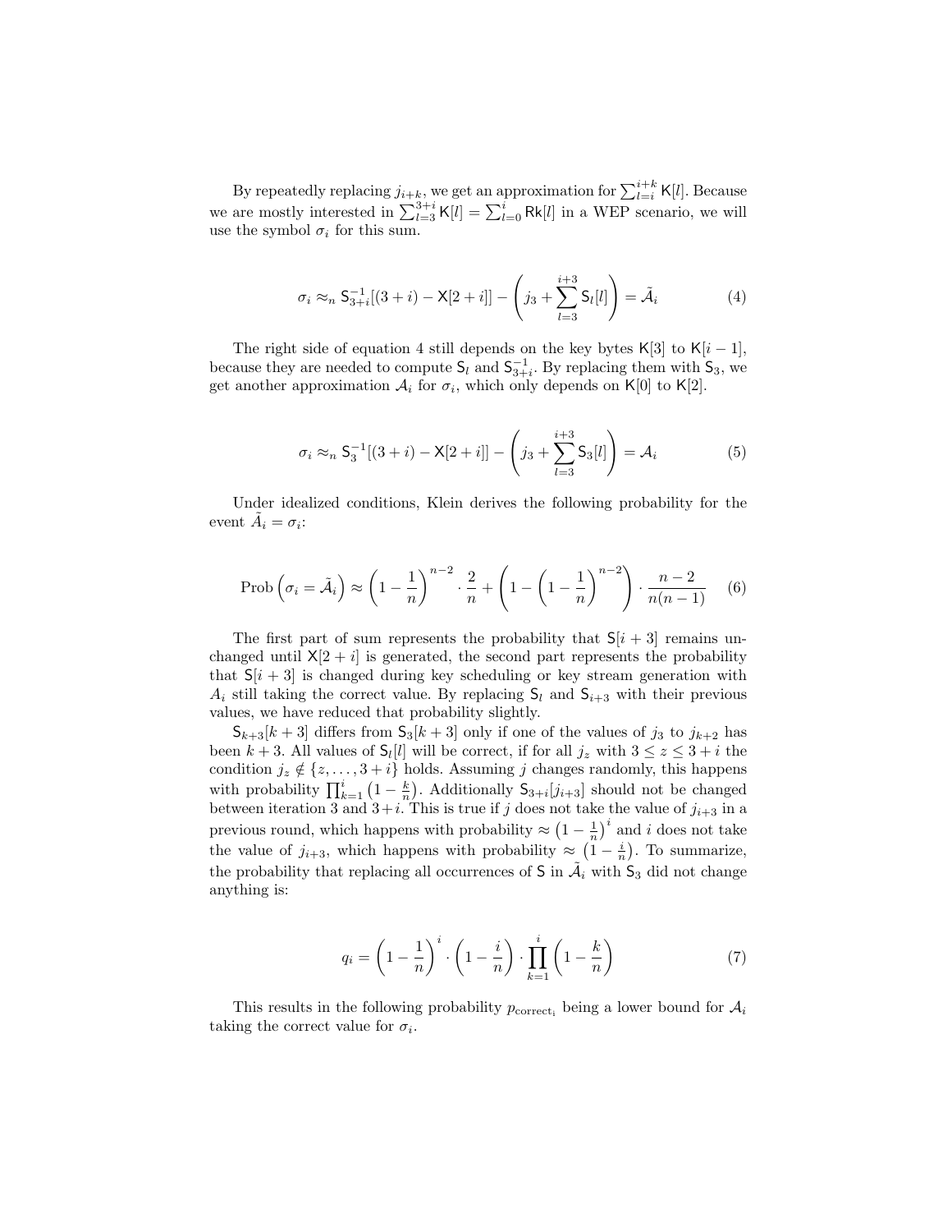By repeatedly replacing $j_{i+k}$, we get an approximation for $\sum_{l=i}^{i+k} \mathsf{K}[l]$. Because we are mostly interested in $\sum_{l=3}^{3+i} \mathsf{K}[l] = \sum_{l=0}^{i} \mathsf{Rk}[l]$ in a WEP scenario, we will use the symbol $\sigma_i$ for this sum.

$$\sigma_i \approx_n \mathsf{S}_{3+i}^{-1}[(3+i) - \mathsf{X}[2+i]] - \left( j_3 + \sum_{l=3}^{i+3} \mathsf{S}_l[l] \right) = \tilde{\mathcal{A}}_i \tag{4}$$

The right side of equation 4 still depends on the key bytes $\mathsf{K}[3]$ to $\mathsf{K}[i-1]$, because they are needed to compute $\mathsf{S}_l$ and $\mathsf{S}_{3+i}^{-1}$. By replacing them with $\mathsf{S}_3$, we get another approximation $\mathcal{A}_i$ for $\sigma_i$, which only depends on $\mathsf{K}[0]$ to $\mathsf{K}[2]$.

$$\sigma_i \approx_n \mathsf{S}_3^{-1}[(3+i) - \mathsf{X}[2+i]] - \left( j_3 + \sum_{l=3}^{i+3} \mathsf{S}_3[l] \right) = \mathcal{A}_i \tag{5}$$

Under idealized conditions, Klein derives the following probability for the event $\tilde{A}_i = \sigma_i$:

$$\text{Prob}\left(\sigma_i = \tilde{\mathcal{A}}_i\right) \approx \left(1 - \frac{1}{n}\right)^{n-2} \cdot \frac{2}{n} + \left(1 - \left(1 - \frac{1}{n}\right)^{n-2}\right) \cdot \frac{n-2}{n(n-1)} \tag{6}$$

The first part of sum represents the probability that $\mathsf{S}[i+3]$ remains unchanged until $\mathsf{X}[2+i]$ is generated, the second part represents the probability that $\mathsf{S}[i+3]$ is changed during key scheduling or key stream generation with $A_i$ still taking the correct value. By replacing $\mathsf{S}_l$ and $\mathsf{S}_{i+3}$ with their previous values, we have reduced that probability slightly.

$\mathsf{S}_{k+3}[k+3]$ differs from $\mathsf{S}_3[k+3]$ only if one of the values of $j_3$ to $j_{k+2}$ has been $k+3$. All values of $\mathsf{S}_l[l]$ will be correct, if for all $j_z$ with $3 \le z \le 3+i$ the condition $j_z \notin \{z, \ldots, 3+i\}$ holds. Assuming $j$ changes randomly, this happens with probability $\prod_{k=1}^{i} \left(1 - \frac{k}{n}\right)$. Additionally $\mathsf{S}_{3+i}[j_{i+3}]$ should not be changed between iteration 3 and $3+i$. This is true if $j$ does not take the value of $j_{i+3}$ in a previous round, which happens with probability $\approx \left(1 - \frac{1}{n}\right)^i$ and $i$ does not take the value of $j_{i+3}$, which happens with probability $\approx \left(1 - \frac{i}{n}\right)$. To summarize, the probability that replacing all occurrences of $\mathsf{S}$ in $\tilde{\mathcal{A}}_i$ with $\mathsf{S}_3$ did not change anything is:

$$q_i = \left(1 - \frac{1}{n}\right)^i \cdot \left(1 - \frac{i}{n}\right) \cdot \prod_{k=1}^{i} \left(1 - \frac{k}{n}\right) \tag{7}$$

This results in the following probability $p_{\text{correct}_i}$ being a lower bound for $\mathcal{A}_i$ taking the correct value for $\sigma_i$.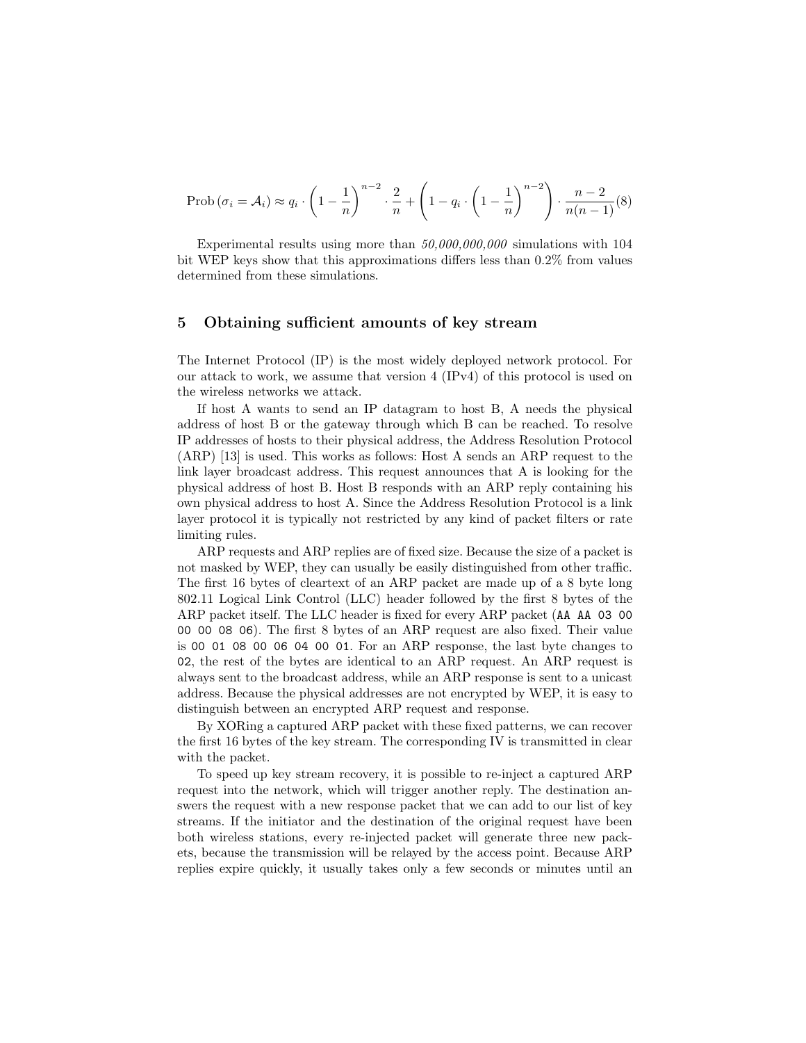$$\text{Prob}\left(\sigma_i = \mathcal{A}_i\right) \approx q_i \cdot \left(1 - \frac{1}{n}\right)^{n-2} \cdot \frac{2}{n} + \left(1 - q_i \cdot \left(1 - \frac{1}{n}\right)^{n-2}\right) \cdot \frac{n-2}{n(n-1)} \quad (8)$$

Experimental results using more than *50,000,000,000* simulations with 104 bit WEP keys show that this approximations differs less than 0.2% from values determined from these simulations.

## 5 Obtaining sufficient amounts of key stream

The Internet Protocol (IP) is the most widely deployed network protocol. For our attack to work, we assume that version 4 (IPv4) of this protocol is used on the wireless networks we attack.

If host A wants to send an IP datagram to host B, A needs the physical address of host B or the gateway through which B can be reached. To resolve IP addresses of hosts to their physical address, the Address Resolution Protocol (ARP) [13] is used. This works as follows: Host A sends an ARP request to the link layer broadcast address. This request announces that A is looking for the physical address of host B. Host B responds with an ARP reply containing his own physical address to host A. Since the Address Resolution Protocol is a link layer protocol it is typically not restricted by any kind of packet filters or rate limiting rules.

ARP requests and ARP replies are of fixed size. Because the size of a packet is not masked by WEP, they can usually be easily distinguished from other traffic. The first 16 bytes of cleartext of an ARP packet are made up of a 8 byte long 802.11 Logical Link Control (LLC) header followed by the first 8 bytes of the ARP packet itself. The LLC header is fixed for every ARP packet (`AA AA 03 00 00 00 08 06`). The first 8 bytes of an ARP request are also fixed. Their value is `00 01 08 00 06 04 00 01`. For an ARP response, the last byte changes to `02`, the rest of the bytes are identical to an ARP request. An ARP request is always sent to the broadcast address, while an ARP response is sent to a unicast address. Because the physical addresses are not encrypted by WEP, it is easy to distinguish between an encrypted ARP request and response.

By XORing a captured ARP packet with these fixed patterns, we can recover the first 16 bytes of the key stream. The corresponding IV is transmitted in clear with the packet.

To speed up key stream recovery, it is possible to re-inject a captured ARP request into the network, which will trigger another reply. The destination answers the request with a new response packet that we can add to our list of key streams. If the initiator and the destination of the original request have been both wireless stations, every re-injected packet will generate three new packets, because the transmission will be relayed by the access point. Because ARP replies expire quickly, it usually takes only a few seconds or minutes until an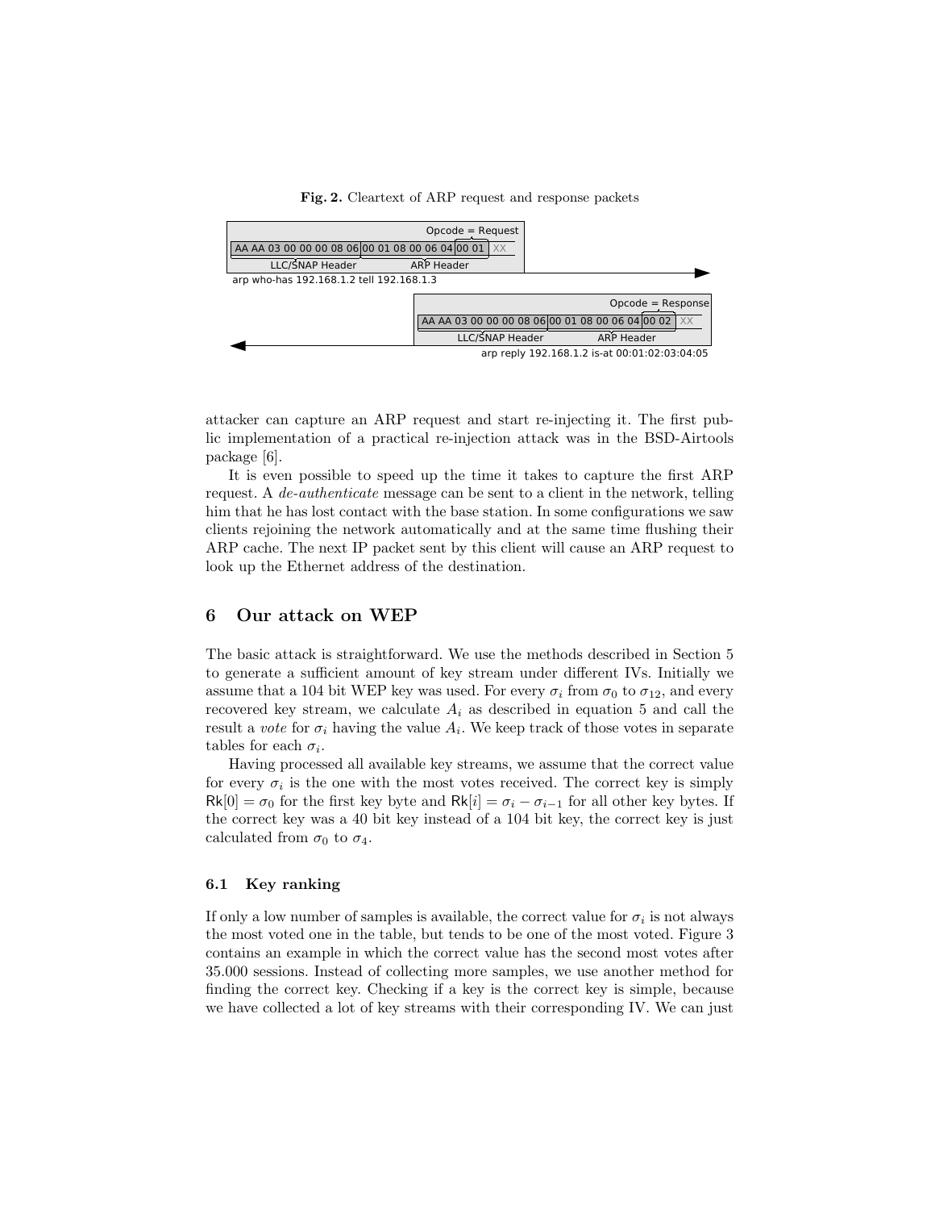**Fig. 2.** Cleartext of ARP request and response packets

```
                                        Opcode = Request
AA AA 03 00 00 00 08 06 | 00 01 08 00 06 04 | 00 01 | XX
      LLC/SNAP Header          ARP Header
arp who-has 192.168.1.2 tell 192.168.1.3  ------------------------------------------>

                                        Opcode = Response
AA AA 03 00 00 00 08 06 | 00 01 08 00 06 04 | 00 02 | XX
      LLC/SNAP Header          ARP Header
<------------------------------------------  arp reply 192.168.1.2 is-at 00:01:02:03:04:05
```

attacker can capture an ARP request and start re-injecting it. The first public implementation of a practical re-injection attack was in the BSD-Airtools package [6].

It is even possible to speed up the time it takes to capture the first ARP request. A *de-authenticate* message can be sent to a client in the network, telling him that he has lost contact with the base station. In some configurations we saw clients rejoining the network automatically and at the same time flushing their ARP cache. The next IP packet sent by this client will cause an ARP request to look up the Ethernet address of the destination.

## 6 Our attack on WEP

The basic attack is straightforward. We use the methods described in Section 5 to generate a sufficient amount of key stream under different IVs. Initially we assume that a 104 bit WEP key was used. For every $\sigma_i$ from $\sigma_0$ to $\sigma_{12}$, and every recovered key stream, we calculate $A_i$ as described in equation 5 and call the result a *vote* for $\sigma_i$ having the value $A_i$. We keep track of those votes in separate tables for each $\sigma_i$.

Having processed all available key streams, we assume that the correct value for every $\sigma_i$ is the one with the most votes received. The correct key is simply $\mathsf{Rk}[0] = \sigma_0$ for the first key byte and $\mathsf{Rk}[i] = \sigma_i - \sigma_{i-1}$ for all other key bytes. If the correct key was a 40 bit key instead of a 104 bit key, the correct key is just calculated from $\sigma_0$ to $\sigma_4$.

### 6.1 Key ranking

If only a low number of samples is available, the correct value for $\sigma_i$ is not always the most voted one in the table, but tends to be one of the most voted. Figure 3 contains an example in which the correct value has the second most votes after 35.000 sessions. Instead of collecting more samples, we use another method for finding the correct key. Checking if a key is the correct key is simple, because we have collected a lot of key streams with their corresponding IV. We can just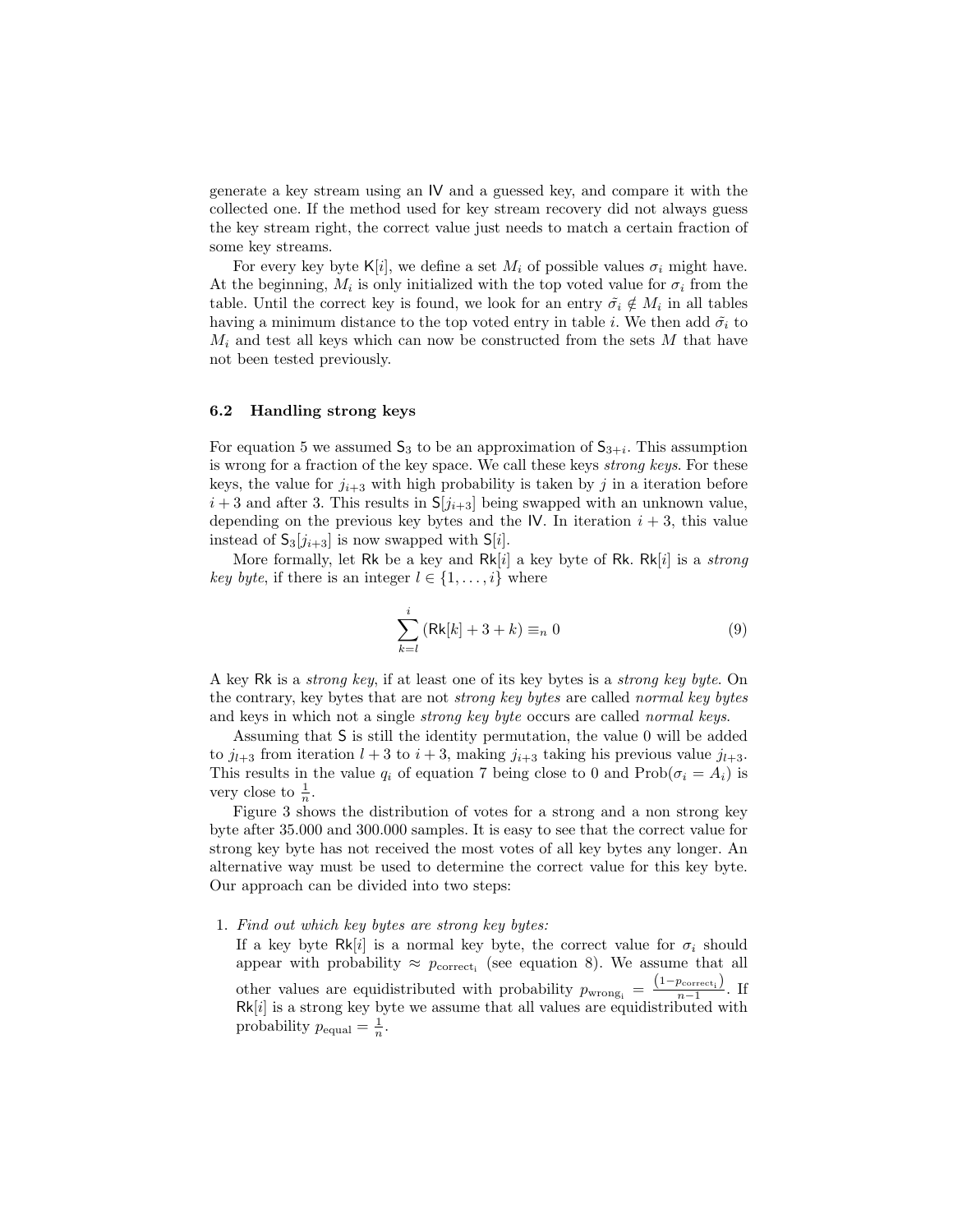generate a key stream using an IV and a guessed key, and compare it with the collected one. If the method used for key stream recovery did not always guess the key stream right, the correct value just needs to match a certain fraction of some key streams.

For every key byte $\mathsf{K}[i]$, we define a set $M_i$ of possible values $\sigma_i$ might have. At the beginning, $M_i$ is only initialized with the top voted value for $\sigma_i$ from the table. Until the correct key is found, we look for an entry $\tilde{\sigma_i} \notin M_i$ in all tables having a minimum distance to the top voted entry in table $i$. We then add $\tilde{\sigma_i}$ to $M_i$ and test all keys which can now be constructed from the sets $M$ that have not been tested previously.

### 6.2 Handling strong keys

For equation 5 we assumed $\mathsf{S}_3$ to be an approximation of $\mathsf{S}_{3+i}$. This assumption is wrong for a fraction of the key space. We call these keys *strong keys*. For these keys, the value for $j_{i+3}$ with high probability is taken by $j$ in a iteration before $i+3$ and after 3. This results in $\mathsf{S}[j_{i+3}]$ being swapped with an unknown value, depending on the previous key bytes and the IV. In iteration $i+3$, this value instead of $\mathsf{S}_3[j_{i+3}]$ is now swapped with $\mathsf{S}[i]$.

More formally, let $\mathsf{Rk}$ be a key and $\mathsf{Rk}[i]$ a key byte of $\mathsf{Rk}$. $\mathsf{Rk}[i]$ is a *strong key byte*, if there is an integer $l \in \{1, \dots, i\}$ where

$$\sum_{k=l}^{i} (\mathsf{Rk}[k] + 3 + k) \equiv_n 0 \tag{9}$$

A key $\mathsf{Rk}$ is a *strong key*, if at least one of its key bytes is a *strong key byte*. On the contrary, key bytes that are not *strong key bytes* are called *normal key bytes* and keys in which not a single *strong key byte* occurs are called *normal keys*.

Assuming that $\mathsf{S}$ is still the identity permutation, the value 0 will be added to $j_{l+3}$ from iteration $l+3$ to $i+3$, making $j_{i+3}$ taking his previous value $j_{l+3}$. This results in the value $q_i$ of equation 7 being close to 0 and $\text{Prob}(\sigma_i = A_i)$ is very close to $\frac{1}{n}$.

Figure 3 shows the distribution of votes for a strong and a non strong key byte after 35.000 and 300.000 samples. It is easy to see that the correct value for strong key byte has not received the most votes of all key bytes any longer. An alternative way must be used to determine the correct value for this key byte. Our approach can be divided into two steps:

1. *Find out which key bytes are strong key bytes:*
   If a key byte $\mathsf{Rk}[i]$ is a normal key byte, the correct value for $\sigma_i$ should appear with probability $\approx p_{\text{correct}_i}$ (see equation 8). We assume that all other values are equidistributed with probability $p_{\text{wrong}_i} = \frac{(1-p_{\text{correct}_i})}{n-1}$. If $\mathsf{Rk}[i]$ is a strong key byte we assume that all values are equidistributed with probability $p_{\text{equal}} = \frac{1}{n}$.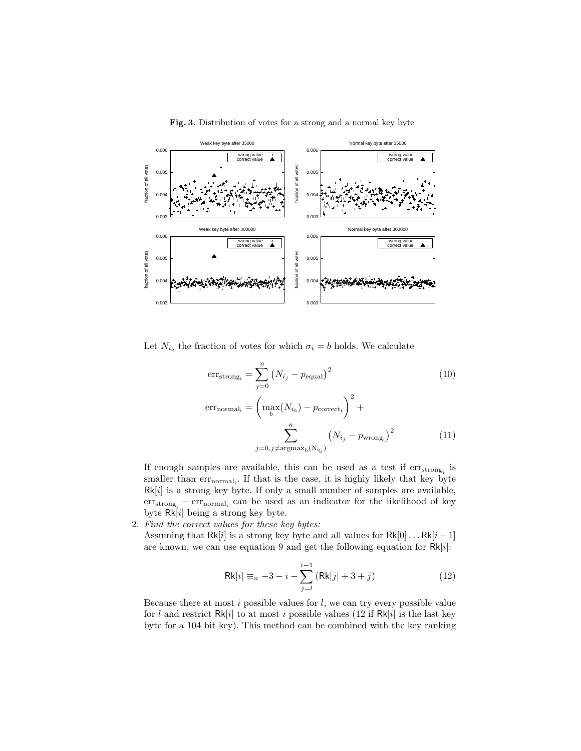**Fig. 3.** Distribution of votes for a strong and a normal key byte

Let $N_{i_b}$ the fraction of votes for which $\sigma_i = b$ holds. We calculate

$$\text{err}_{\text{strong}_\text{i}} = \sum_{j=0}^{n} \left(N_{i_j} - p_{\text{equal}}\right)^2 \tag{10}$$

$$\text{err}_{\text{normal}_\text{i}} = \left(\max_b(N_{i_b}) - p_{\text{correct}_\text{i}}\right)^2 + \sum_{j=0, j \neq \text{argmax}_\text{b}(\text{N}_{\text{i}_\text{b}})}^{n} \left(N_{i_j} - p_{\text{wrong}_\text{i}}\right)^2 \tag{11}$$

If enough samples are available, this can be used as a test if $\text{err}_{\text{strong}_\text{i}}$ is smaller than $\text{err}_{\text{normal}_\text{i}}$. If that is the case, it is highly likely that key byte $\mathsf{Rk}[i]$ is a strong key byte. If only a small number of samples are available, $\text{err}_{\text{strong}_\text{i}} - \text{err}_{\text{normal}_\text{i}}$ can be used as an indicator for the likelihood of key byte $\mathsf{Rk}[i]$ being a strong key byte.

2. *Find the correct values for these key bytes:*
   Assuming that $\mathsf{Rk}[i]$ is a strong key byte and all values for $\mathsf{Rk}[0] \ldots \mathsf{Rk}[i-1]$ are known, we can use equation 9 and get the following equation for $\mathsf{Rk}[i]$:

$$\mathsf{Rk}[i] \equiv_n -3 - i - \sum_{j=l}^{i-1} \left(\mathsf{Rk}[j] + 3 + j\right) \tag{12}$$

   Because there at most $i$ possible values for $l$, we can try every possible value for $l$ and restrict $\mathsf{Rk}[i]$ to at most $i$ possible values (12 if $\mathsf{Rk}[i]$ is the last key byte for a 104 bit key). This method can be combined with the key ranking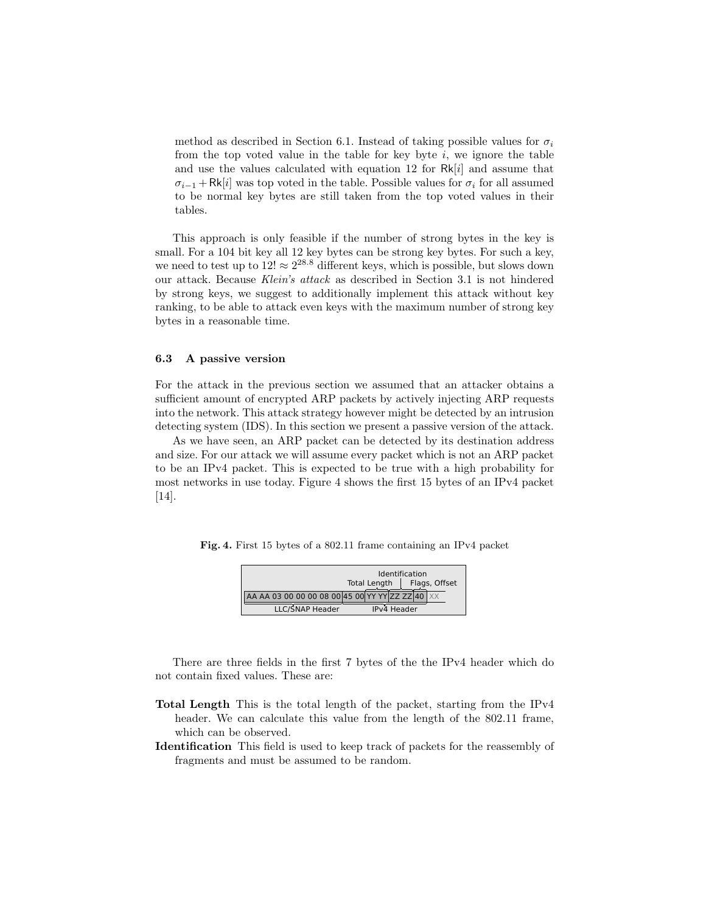method as described in Section 6.1. Instead of taking possible values for $\sigma_i$ from the top voted value in the table for key byte $i$, we ignore the table and use the values calculated with equation 12 for $\mathsf{Rk}[i]$ and assume that $\sigma_{i-1} + \mathsf{Rk}[i]$ was top voted in the table. Possible values for $\sigma_i$ for all assumed to be normal key bytes are still taken from the top voted values in their tables.

This approach is only feasible if the number of strong bytes in the key is small. For a 104 bit key all 12 key bytes can be strong key bytes. For such a key, we need to test up to $12! \approx 2^{28.8}$ different keys, which is possible, but slows down our attack. Because *Klein's attack* as described in Section 3.1 is not hindered by strong keys, we suggest to additionally implement this attack without key ranking, to be able to attack even keys with the maximum number of strong key bytes in a reasonable time.

### 6.3 A passive version

For the attack in the previous section we assumed that an attacker obtains a sufficient amount of encrypted ARP packets by actively injecting ARP requests into the network. This attack strategy however might be detected by an intrusion detecting system (IDS). In this section we present a passive version of the attack.

As we have seen, an ARP packet can be detected by its destination address and size. For our attack we will assume every packet which is not an ARP packet to be an IPv4 packet. This is expected to be true with a high probability for most networks in use today. Figure 4 shows the first 15 bytes of an IPv4 packet [14].

**Fig. 4.** First 15 bytes of a 802.11 frame containing an IPv4 packet

| LLC/SNAP Header | IPv4 Header | | | | |
|---|---|---|---|---|---|
| | | Total Length | Identification | Flags, Offset | |
| AA AA 03 00 00 00 08 00 | 45 00 | YY YY | ZZ ZZ | 40 | XX |

There are three fields in the first 7 bytes of the the IPv4 header which do not contain fixed values. These are:

**Total Length** This is the total length of the packet, starting from the IPv4 header. We can calculate this value from the length of the 802.11 frame, which can be observed.

**Identification** This field is used to keep track of packets for the reassembly of fragments and must be assumed to be random.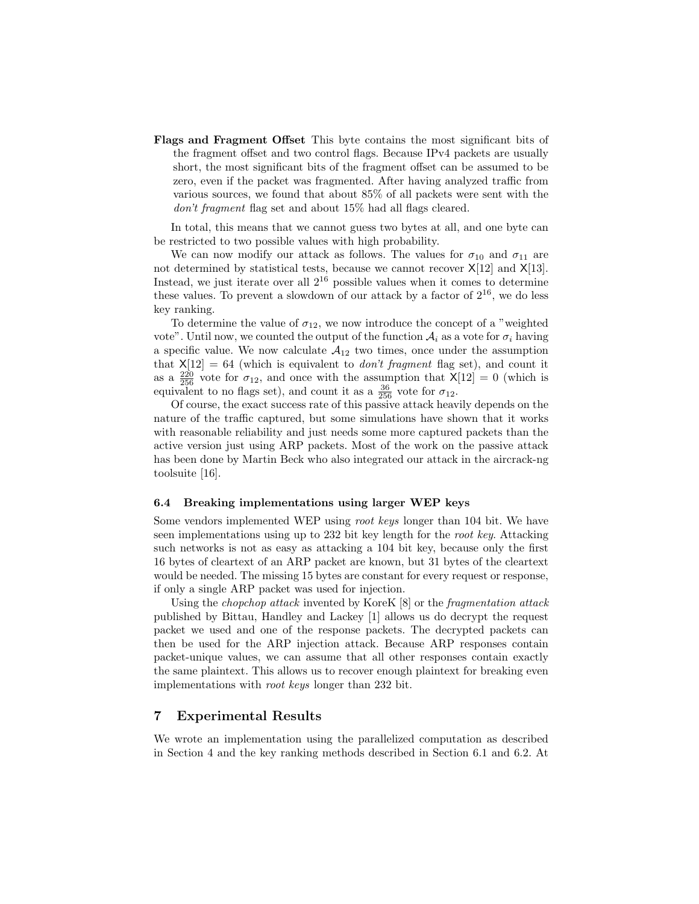**Flags and Fragment Offset** This byte contains the most significant bits of the fragment offset and two control flags. Because IPv4 packets are usually short, the most significant bits of the fragment offset can be assumed to be zero, even if the packet was fragmented. After having analyzed traffic from various sources, we found that about 85% of all packets were sent with the *don't fragment* flag set and about 15% had all flags cleared.

In total, this means that we cannot guess two bytes at all, and one byte can be restricted to two possible values with high probability.

We can now modify our attack as follows. The values for $\sigma_{10}$ and $\sigma_{11}$ are not determined by statistical tests, because we cannot recover $\mathsf{X}[12]$ and $\mathsf{X}[13]$. Instead, we just iterate over all $2^{16}$ possible values when it comes to determine these values. To prevent a slowdown of our attack by a factor of $2^{16}$, we do less key ranking.

To determine the value of $\sigma_{12}$, we now introduce the concept of a "weighted vote". Until now, we counted the output of the function $\mathcal{A}_i$ as a vote for $\sigma_i$ having a specific value. We now calculate $\mathcal{A}_{12}$ two times, once under the assumption that $\mathsf{X}[12] = 64$ (which is equivalent to *don't fragment* flag set), and count it as a $\frac{220}{256}$ vote for $\sigma_{12}$, and once with the assumption that $\mathsf{X}[12] = 0$ (which is equivalent to no flags set), and count it as a $\frac{36}{256}$ vote for $\sigma_{12}$.

Of course, the exact success rate of this passive attack heavily depends on the nature of the traffic captured, but some simulations have shown that it works with reasonable reliability and just needs some more captured packets than the active version just using ARP packets. Most of the work on the passive attack has been done by Martin Beck who also integrated our attack in the aircrack-ng toolsuite [16].

### 6.4 Breaking implementations using larger WEP keys

Some vendors implemented WEP using *root keys* longer than 104 bit. We have seen implementations using up to 232 bit key length for the *root key*. Attacking such networks is not as easy as attacking a 104 bit key, because only the first 16 bytes of cleartext of an ARP packet are known, but 31 bytes of the cleartext would be needed. The missing 15 bytes are constant for every request or response, if only a single ARP packet was used for injection.

Using the *chopchop attack* invented by KoreK [8] or the *fragmentation attack* published by Bittau, Handley and Lackey [1] allows us do decrypt the request packet we used and one of the response packets. The decrypted packets can then be used for the ARP injection attack. Because ARP responses contain packet-unique values, we can assume that all other responses contain exactly the same plaintext. This allows us to recover enough plaintext for breaking even implementations with *root keys* longer than 232 bit.

## 7 Experimental Results

We wrote an implementation using the parallelized computation as described in Section 4 and the key ranking methods described in Section 6.1 and 6.2. At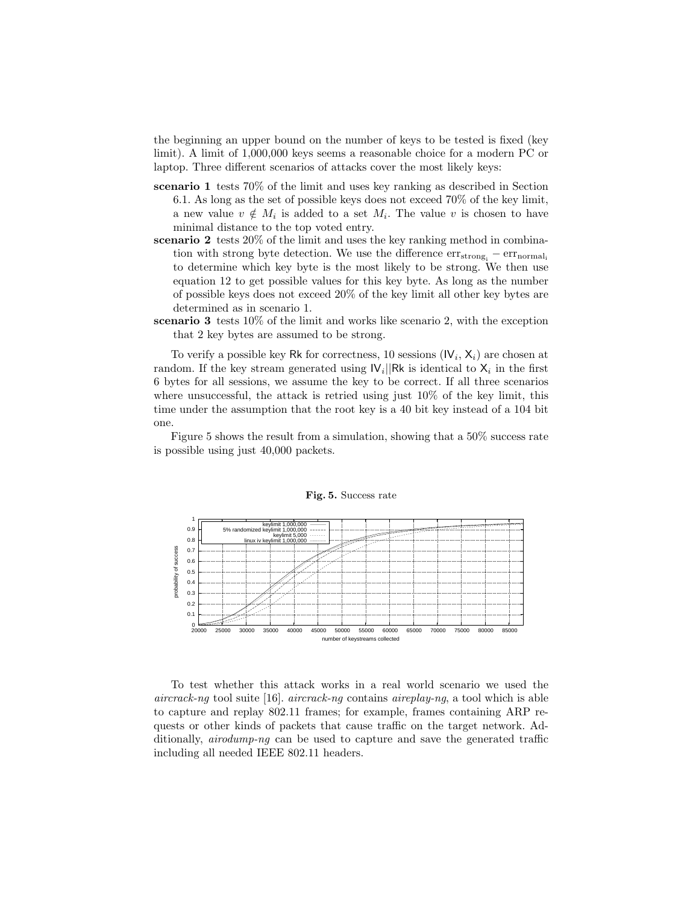the beginning an upper bound on the number of keys to be tested is fixed (key limit). A limit of 1,000,000 keys seems a reasonable choice for a modern PC or laptop. Three different scenarios of attacks cover the most likely keys:

**scenario 1** tests 70% of the limit and uses key ranking as described in Section 6.1. As long as the set of possible keys does not exceed 70% of the key limit, a new value $v \notin M_i$ is added to a set $M_i$. The value $v$ is chosen to have minimal distance to the top voted entry.

**scenario 2** tests 20% of the limit and uses the key ranking method in combination with strong byte detection. We use the difference $\text{err}_{\text{strong}_i} - \text{err}_{\text{normal}_i}$ to determine which key byte is the most likely to be strong. We then use equation 12 to get possible values for this key byte. As long as the number of possible keys does not exceed 20% of the key limit all other key bytes are determined as in scenario 1.

**scenario 3** tests 10% of the limit and works like scenario 2, with the exception that 2 key bytes are assumed to be strong.

To verify a possible key $\mathsf{Rk}$ for correctness, 10 sessions ($\mathsf{IV}_i$, $\mathsf{X}_i$) are chosen at random. If the key stream generated using $\mathsf{IV}_i||\mathsf{Rk}$ is identical to $\mathsf{X}_i$ in the first 6 bytes for all sessions, we assume the key to be correct. If all three scenarios where unsuccessful, the attack is retried using just 10% of the key limit, this time under the assumption that the root key is a 40 bit key instead of a 104 bit one.

Figure 5 shows the result from a simulation, showing that a 50% success rate is possible using just 40,000 packets.

**Fig. 5.** Success rate

To test whether this attack works in a real world scenario we used the *aircrack-ng* tool suite [16]. *aircrack-ng* contains *aireplay-ng*, a tool which is able to capture and replay 802.11 frames; for example, frames containing ARP requests or other kinds of packets that cause traffic on the target network. Additionally, *airodump-ng* can be used to capture and save the generated traffic including all needed IEEE 802.11 headers.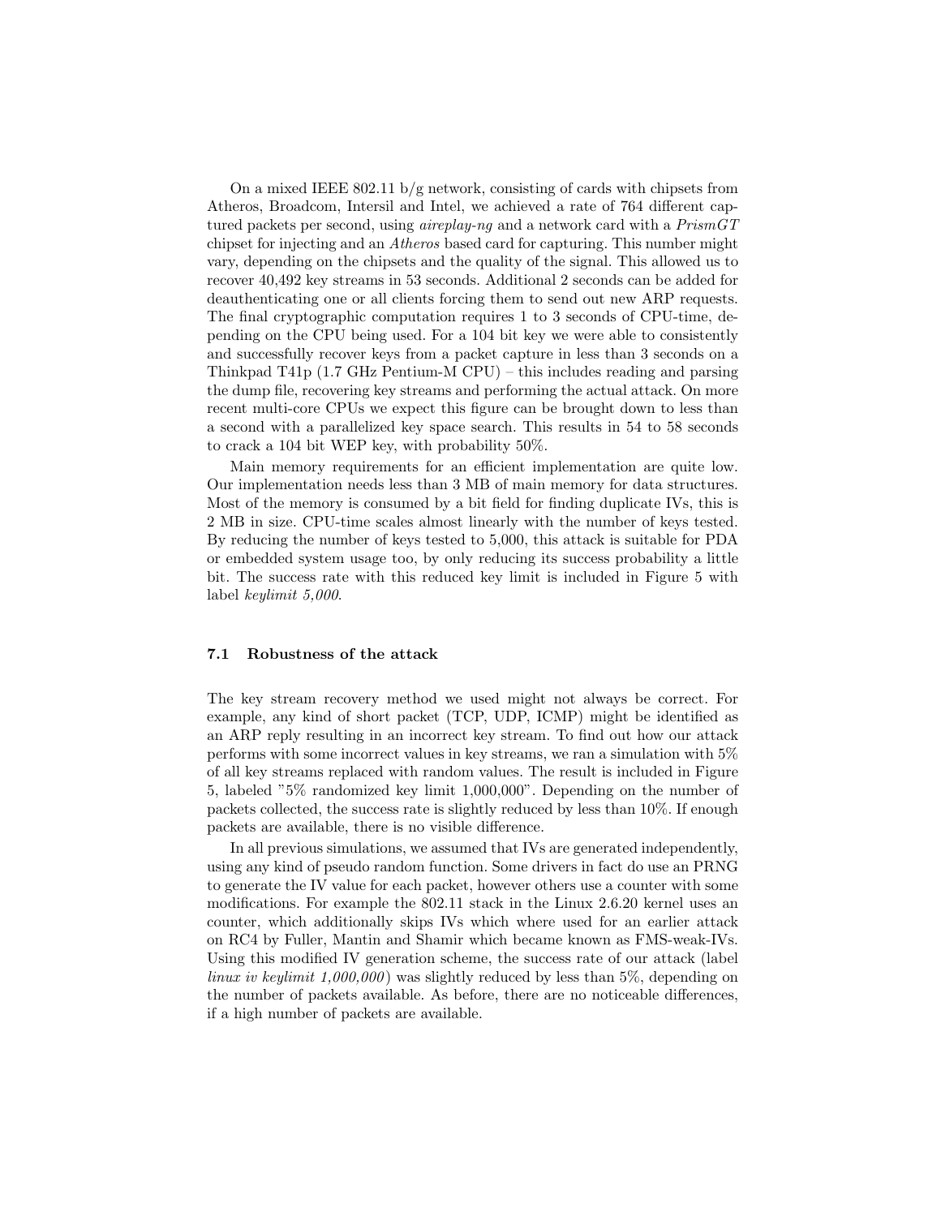On a mixed IEEE 802.11 b/g network, consisting of cards with chipsets from Atheros, Broadcom, Intersil and Intel, we achieved a rate of 764 different captured packets per second, using *aireplay-ng* and a network card with a *PrismGT* chipset for injecting and an *Atheros* based card for capturing. This number might vary, depending on the chipsets and the quality of the signal. This allowed us to recover 40,492 key streams in 53 seconds. Additional 2 seconds can be added for deauthenticating one or all clients forcing them to send out new ARP requests. The final cryptographic computation requires 1 to 3 seconds of CPU-time, depending on the CPU being used. For a 104 bit key we were able to consistently and successfully recover keys from a packet capture in less than 3 seconds on a Thinkpad T41p (1.7 GHz Pentium-M CPU) – this includes reading and parsing the dump file, recovering key streams and performing the actual attack. On more recent multi-core CPUs we expect this figure can be brought down to less than a second with a parallelized key space search. This results in 54 to 58 seconds to crack a 104 bit WEP key, with probability 50%.

Main memory requirements for an efficient implementation are quite low. Our implementation needs less than 3 MB of main memory for data structures. Most of the memory is consumed by a bit field for finding duplicate IVs, this is 2 MB in size. CPU-time scales almost linearly with the number of keys tested. By reducing the number of keys tested to 5,000, this attack is suitable for PDA or embedded system usage too, by only reducing its success probability a little bit. The success rate with this reduced key limit is included in Figure 5 with label *keylimit 5,000*.

### 7.1 Robustness of the attack

The key stream recovery method we used might not always be correct. For example, any kind of short packet (TCP, UDP, ICMP) might be identified as an ARP reply resulting in an incorrect key stream. To find out how our attack performs with some incorrect values in key streams, we ran a simulation with 5% of all key streams replaced with random values. The result is included in Figure 5, labeled "5% randomized key limit 1,000,000". Depending on the number of packets collected, the success rate is slightly reduced by less than 10%. If enough packets are available, there is no visible difference.

In all previous simulations, we assumed that IVs are generated independently, using any kind of pseudo random function. Some drivers in fact do use an PRNG to generate the IV value for each packet, however others use a counter with some modifications. For example the 802.11 stack in the Linux 2.6.20 kernel uses an counter, which additionally skips IVs which where used for an earlier attack on RC4 by Fuller, Mantin and Shamir which became known as FMS-weak-IVs. Using this modified IV generation scheme, the success rate of our attack (label *linux iv keylimit 1,000,000*) was slightly reduced by less than 5%, depending on the number of packets available. As before, there are no noticeable differences, if a high number of packets are available.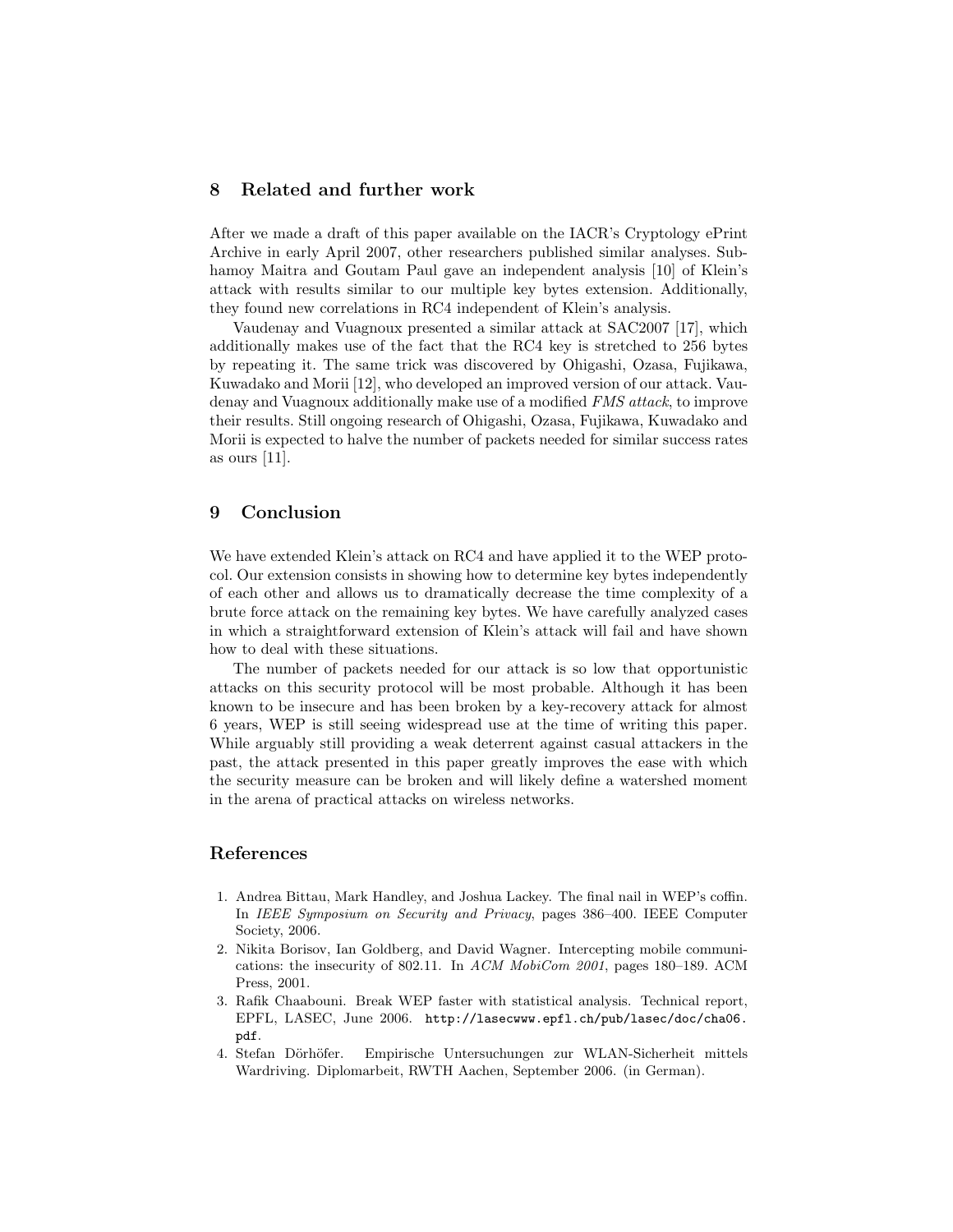## 8 Related and further work

After we made a draft of this paper available on the IACR's Cryptology ePrint Archive in early April 2007, other researchers published similar analyses. Subhamoy Maitra and Goutam Paul gave an independent analysis [10] of Klein's attack with results similar to our multiple key bytes extension. Additionally, they found new correlations in RC4 independent of Klein's analysis.

Vaudenay and Vuagnoux presented a similar attack at SAC2007 [17], which additionally makes use of the fact that the RC4 key is stretched to 256 bytes by repeating it. The same trick was discovered by Ohigashi, Ozasa, Fujikawa, Kuwadako and Morii [12], who developed an improved version of our attack. Vaudenay and Vuagnoux additionally make use of a modified *FMS attack*, to improve their results. Still ongoing research of Ohigashi, Ozasa, Fujikawa, Kuwadako and Morii is expected to halve the number of packets needed for similar success rates as ours [11].

## 9 Conclusion

We have extended Klein's attack on RC4 and have applied it to the WEP protocol. Our extension consists in showing how to determine key bytes independently of each other and allows us to dramatically decrease the time complexity of a brute force attack on the remaining key bytes. We have carefully analyzed cases in which a straightforward extension of Klein's attack will fail and have shown how to deal with these situations.

The number of packets needed for our attack is so low that opportunistic attacks on this security protocol will be most probable. Although it has been known to be insecure and has been broken by a key-recovery attack for almost 6 years, WEP is still seeing widespread use at the time of writing this paper. While arguably still providing a weak deterrent against casual attackers in the past, the attack presented in this paper greatly improves the ease with which the security measure can be broken and will likely define a watershed moment in the arena of practical attacks on wireless networks.

## References

1. Andrea Bittau, Mark Handley, and Joshua Lackey. The final nail in WEP's coffin. In *IEEE Symposium on Security and Privacy*, pages 386–400. IEEE Computer Society, 2006.
2. Nikita Borisov, Ian Goldberg, and David Wagner. Intercepting mobile communications: the insecurity of 802.11. In *ACM MobiCom 2001*, pages 180–189. ACM Press, 2001.
3. Rafik Chaabouni. Break WEP faster with statistical analysis. Technical report, EPFL, LASEC, June 2006. `http://lasecwww.epfl.ch/pub/lasec/doc/cha06.pdf`.
4. Stefan Dörhöfer. Empirische Untersuchungen zur WLAN-Sicherheit mittels Wardriving. Diplomarbeit, RWTH Aachen, September 2006. (in German).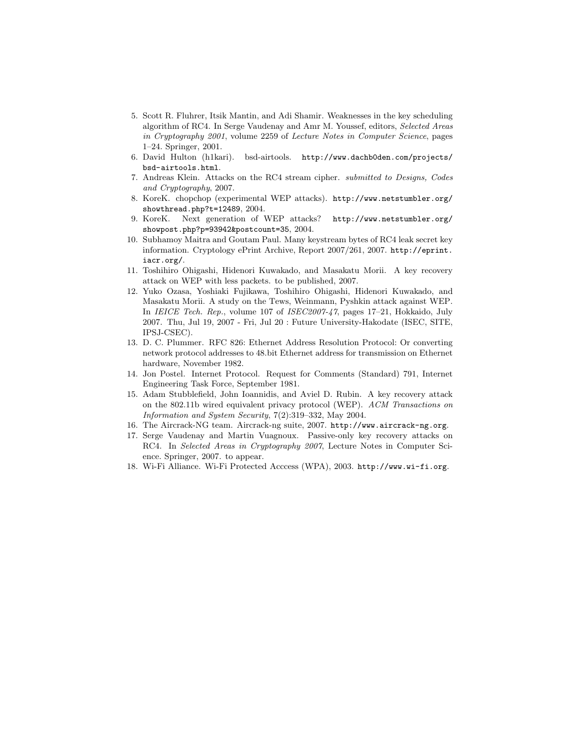5. Scott R. Fluhrer, Itsik Mantin, and Adi Shamir. Weaknesses in the key scheduling algorithm of RC4. In Serge Vaudenay and Amr M. Youssef, editors, *Selected Areas in Cryptography 2001*, volume 2259 of *Lecture Notes in Computer Science*, pages 1–24. Springer, 2001.
6. David Hulton (h1kari). bsd-airtools. `http://www.dachb0den.com/projects/bsd-airtools.html`.
7. Andreas Klein. Attacks on the RC4 stream cipher. *submitted to Designs, Codes and Cryptography*, 2007.
8. KoreK. chopchop (experimental WEP attacks). `http://www.netstumbler.org/showthread.php?t=12489`, 2004.
9. KoreK. Next generation of WEP attacks? `http://www.netstumbler.org/showpost.php?p=93942&postcount=35`, 2004.
10. Subhamoy Maitra and Goutam Paul. Many keystream bytes of RC4 leak secret key information. Cryptology ePrint Archive, Report 2007/261, 2007. `http://eprint.iacr.org/`.
11. Toshihiro Ohigashi, Hidenori Kuwakado, and Masakatu Morii. A key recovery attack on WEP with less packets. to be published, 2007.
12. Yuko Ozasa, Yoshiaki Fujikawa, Toshihiro Ohigashi, Hidenori Kuwakado, and Masakatu Morii. A study on the Tews, Weinmann, Pyshkin attack against WEP. In *IEICE Tech. Rep.*, volume 107 of *ISEC2007-47*, pages 17–21, Hokkaido, July 2007. Thu, Jul 19, 2007 - Fri, Jul 20 : Future University-Hakodate (ISEC, SITE, IPSJ-CSEC).
13. D. C. Plummer. RFC 826: Ethernet Address Resolution Protocol: Or converting network protocol addresses to 48.bit Ethernet address for transmission on Ethernet hardware, November 1982.
14. Jon Postel. Internet Protocol. Request for Comments (Standard) 791, Internet Engineering Task Force, September 1981.
15. Adam Stubblefield, John Ioannidis, and Aviel D. Rubin. A key recovery attack on the 802.11b wired equivalent privacy protocol (WEP). *ACM Transactions on Information and System Security*, 7(2):319–332, May 2004.
16. The Aircrack-NG team. Aircrack-ng suite, 2007. `http://www.aircrack-ng.org`.
17. Serge Vaudenay and Martin Vuagnoux. Passive-only key recovery attacks on RC4. In *Selected Areas in Cryptography 2007*, Lecture Notes in Computer Science. Springer, 2007. to appear.
18. Wi-Fi Alliance. Wi-Fi Protected Acccess (WPA), 2003. `http://www.wi-fi.org`.